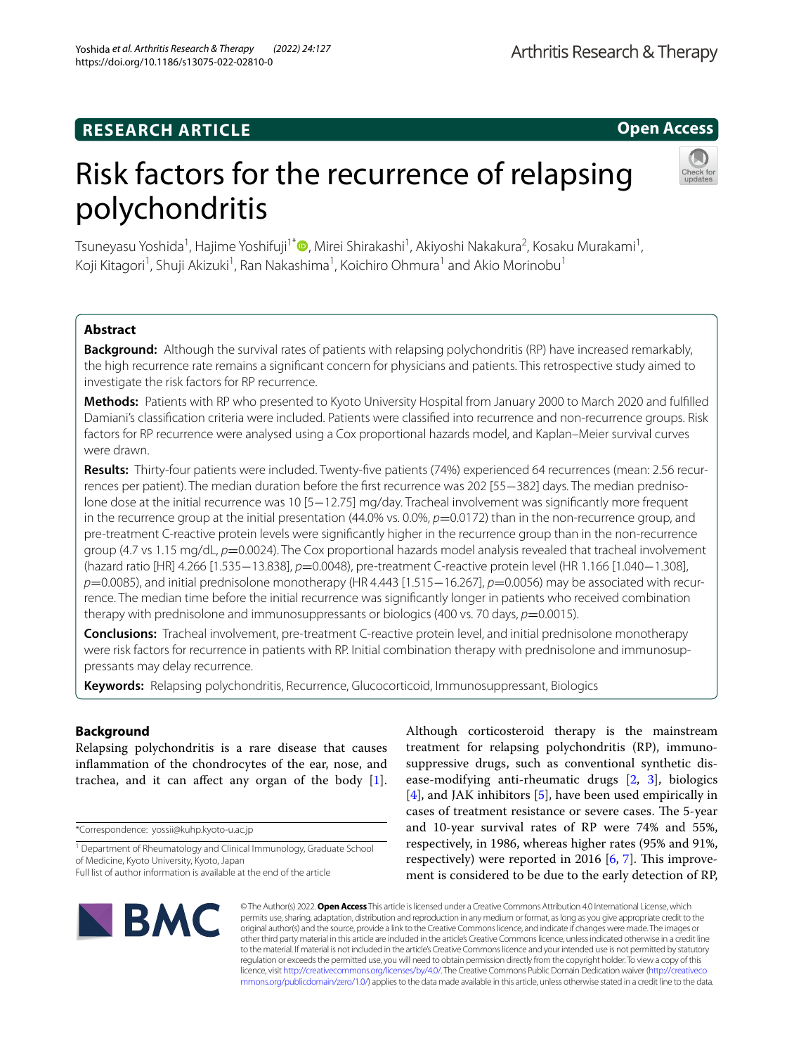RESEARCH ARTICLE

Open Access

# Risk factors for the recurrence of relapsing polychondritis

Tsuneyasu Yoshida[1], Hajime Yoshifuji[1*], Mirei Shirakashi[1], Akiyoshi Nakakura[2], Kosaku Murakami[1], Koji Kitagori[1], Shuji Akizuki[1], Ran Nakashima[1], Koichiro Ohmura[1] and Akio Morinobu[1]

## Abstract

**Background:** Although the survival rates of patients with relapsing polychondritis (RP) have increased remarkably, the high recurrence rate remains a significant concern for physicians and patients. This retrospective study aimed to investigate the risk factors for RP recurrence.

**Methods:** Patients with RP who presented to Kyoto University Hospital from January 2000 to March 2020 and fulfilled Damiani's classification criteria were included. Patients were classified into recurrence and non-recurrence groups. Risk factors for RP recurrence were analysed using a Cox proportional hazards model, and Kaplan–Meier survival curves were drawn.

**Results:** Thirty-four patients were included. Twenty-five patients (74%) experienced 64 recurrences (mean: 2.56 recurrences per patient). The median duration before the first recurrence was 202 [55−382] days. The median prednisolone dose at the initial recurrence was 10 [5−12.75] mg/day. Tracheal involvement was significantly more frequent in the recurrence group at the initial presentation (44.0% vs. 0.0%, $p$=0.0172) than in the non-recurrence group, and pre-treatment C-reactive protein levels were significantly higher in the recurrence group than in the non-recurrence group (4.7 vs 1.15 mg/dL, $p$=0.0024). The Cox proportional hazards model analysis revealed that tracheal involvement (hazard ratio [HR] 4.266 [1.535−13.838], $p$=0.0048), pre-treatment C-reactive protein level (HR 1.166 [1.040−1.308], $p$=0.0085), and initial prednisolone monotherapy (HR 4.443 [1.515−16.267], $p$=0.0056) may be associated with recurrence. The median time before the initial recurrence was significantly longer in patients who received combination therapy with prednisolone and immunosuppressants or biologics (400 vs. 70 days, $p$=0.0015).

**Conclusions:** Tracheal involvement, pre-treatment C-reactive protein level, and initial prednisolone monotherapy were risk factors for recurrence in patients with RP. Initial combination therapy with prednisolone and immunosuppressants may delay recurrence.

**Keywords:** Relapsing polychondritis, Recurrence, Glucocorticoid, Immunosuppressant, Biologics

## Background

Relapsing polychondritis is a rare disease that causes inflammation of the chondrocytes of the ear, nose, and trachea, and it can affect any organ of the body [1]. Although corticosteroid therapy is the mainstream treatment for relapsing polychondritis (RP), immunosuppressive drugs, such as conventional synthetic disease-modifying anti-rheumatic drugs [2, 3], biologics [4], and JAK inhibitors [5], have been used empirically in cases of treatment resistance or severe cases. The 5-year and 10-year survival rates of RP were 74% and 55%, respectively, in 1986, whereas higher rates (95% and 91%, respectively) were reported in 2016 [6, 7]. This improvement is considered to be due to the early detection of RP,

*Correspondence: yossii@kuhp.kyoto-u.ac.jp

[1] Department of Rheumatology and Clinical Immunology, Graduate School of Medicine, Kyoto University, Kyoto, Japan

Full list of author information is available at the end of the article

© The Author(s) 2022. **Open Access** This article is licensed under a Creative Commons Attribution 4.0 International License, which permits use, sharing, adaptation, distribution and reproduction in any medium or format, as long as you give appropriate credit to the original author(s) and the source, provide a link to the Creative Commons licence, and indicate if changes were made. The images or other third party material in this article are included in the article's Creative Commons licence, unless indicated otherwise in a credit line to the material. If material is not included in the article's Creative Commons licence and your intended use is not permitted by statutory regulation or exceeds the permitted use, you will need to obtain permission directly from the copyright holder. To view a copy of this licence, visit http://creativecommons.org/licenses/by/4.0/. The Creative Commons Public Domain Dedication waiver (http://creativecommons.org/publicdomain/zero/1.0/) applies to the data made available in this article, unless otherwise stated in a credit line to the data.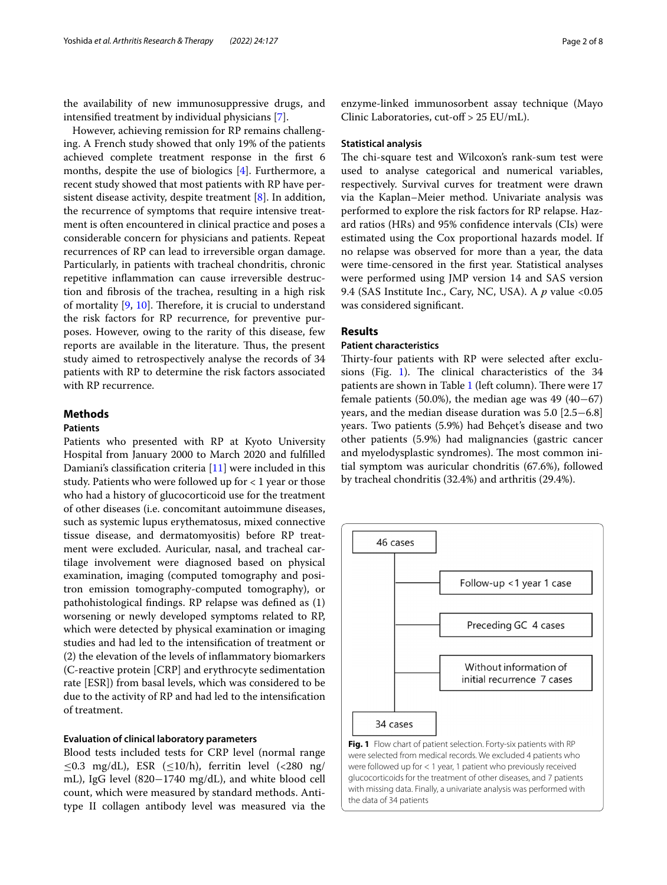the availability of new immunosuppressive drugs, and intensified treatment by individual physicians [7].

However, achieving remission for RP remains challenging. A French study showed that only 19% of the patients achieved complete treatment response in the first 6 months, despite the use of biologics [4]. Furthermore, a recent study showed that most patients with RP have persistent disease activity, despite treatment [8]. In addition, the recurrence of symptoms that require intensive treatment is often encountered in clinical practice and poses a considerable concern for physicians and patients. Repeat recurrences of RP can lead to irreversible organ damage. Particularly, in patients with tracheal chondritis, chronic repetitive inflammation can cause irreversible destruction and fibrosis of the trachea, resulting in a high risk of mortality [9, 10]. Therefore, it is crucial to understand the risk factors for RP recurrence, for preventive purposes. However, owing to the rarity of this disease, few reports are available in the literature. Thus, the present study aimed to retrospectively analyse the records of 34 patients with RP to determine the risk factors associated with RP recurrence.

## Methods

### Patients

Patients who presented with RP at Kyoto University Hospital from January 2000 to March 2020 and fulfilled Damiani's classification criteria [11] were included in this study. Patients who were followed up for < 1 year or those who had a history of glucocorticoid use for the treatment of other diseases (i.e. concomitant autoimmune diseases, such as systemic lupus erythematosus, mixed connective tissue disease, and dermatomyositis) before RP treatment were excluded. Auricular, nasal, and tracheal cartilage involvement were diagnosed based on physical examination, imaging (computed tomography and positron emission tomography-computed tomography), or pathohistological findings. RP relapse was defined as (1) worsening or newly developed symptoms related to RP, which were detected by physical examination or imaging studies and had led to the intensification of treatment or (2) the elevation of the levels of inflammatory biomarkers (C-reactive protein [CRP] and erythrocyte sedimentation rate [ESR]) from basal levels, which was considered to be due to the activity of RP and had led to the intensification of treatment.

### Evaluation of clinical laboratory parameters

Blood tests included tests for CRP level (normal range ≤0.3 mg/dL), ESR (≤10/h), ferritin level (<280 ng/mL), IgG level (820−1740 mg/dL), and white blood cell count, which were measured by standard methods. Anti-type II collagen antibody level was measured via the enzyme-linked immunosorbent assay technique (Mayo Clinic Laboratories, cut-off > 25 EU/mL).

### Statistical analysis

The chi-square test and Wilcoxon's rank-sum test were used to analyse categorical and numerical variables, respectively. Survival curves for treatment were drawn via the Kaplan–Meier method. Univariate analysis was performed to explore the risk factors for RP relapse. Hazard ratios (HRs) and 95% confidence intervals (CIs) were estimated using the Cox proportional hazards model. If no relapse was observed for more than a year, the data were time-censored in the first year. Statistical analyses were performed using JMP version 14 and SAS version 9.4 (SAS Institute Inc., Cary, NC, USA). A $p$ value <0.05 was considered significant.

## Results

### Patient characteristics

Thirty-four patients with RP were selected after exclusions (Fig. 1). The clinical characteristics of the 34 patients are shown in Table 1 (left column). There were 17 female patients (50.0%), the median age was 49 (40−67) years, and the median disease duration was 5.0 [2.5−6.8] years. Two patients (5.9%) had Behçet's disease and two other patients (5.9%) had malignancies (gastric cancer and myelodysplastic syndromes). The most common initial symptom was auricular chondritis (67.6%), followed by tracheal chondritis (32.4%) and arthritis (29.4%).

46 cases → Follow-up <1 year 1 case; Preceding GC 4 cases; Without information of initial recurrence 7 cases → 34 cases

**Fig. 1** Flow chart of patient selection. Forty-six patients with RP were selected from medical records. We excluded 4 patients who were followed up for < 1 year, 1 patient who previously received glucocorticoids for the treatment of other diseases, and 7 patients with missing data. Finally, a univariate analysis was performed with the data of 34 patients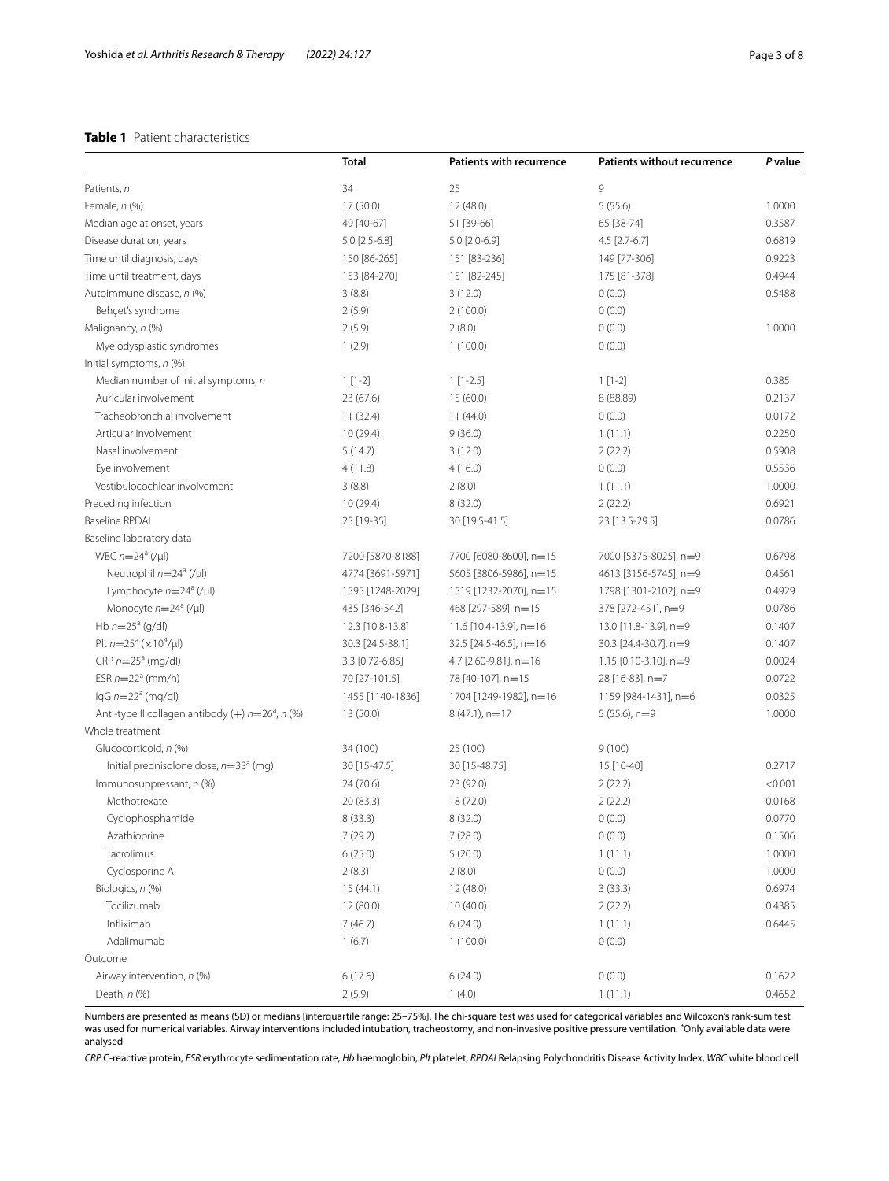**Table 1** Patient characteristics

| | Total | Patients with recurrence | Patients without recurrence | P value |
|---|---|---|---|---|
| Patients, *n* | 34 | 25 | 9 | |
| Female, *n* (%) | 17 (50.0) | 12 (48.0) | 5 (55.6) | 1.0000 |
| Median age at onset, years | 49 [40-67] | 51 [39-66] | 65 [38-74] | 0.3587 |
| Disease duration, years | 5.0 [2.5-6.8] | 5.0 [2.0-6.9] | 4.5 [2.7-6.7] | 0.6819 |
| Time until diagnosis, days | 150 [86-265] | 151 [83-236] | 149 [77-306] | 0.9223 |
| Time until treatment, days | 153 [84-270] | 151 [82-245] | 175 [81-378] | 0.4944 |
| Autoimmune disease, *n* (%) | 3 (8.8) | 3 (12.0) | 0 (0.0) | 0.5488 |
| Behçet's syndrome | 2 (5.9) | 2 (100.0) | 0 (0.0) | |
| Malignancy, *n* (%) | 2 (5.9) | 2 (8.0) | 0 (0.0) | 1.0000 |
| Myelodysplastic syndromes | 1 (2.9) | 1 (100.0) | 0 (0.0) | |
| Initial symptoms, *n* (%) | | | | |
| Median number of initial symptoms, *n* | 1 [1-2] | 1 [1-2.5] | 1 [1-2] | 0.385 |
| Auricular involvement | 23 (67.6) | 15 (60.0) | 8 (88.89) | 0.2137 |
| Tracheobronchial involvement | 11 (32.4) | 11 (44.0) | 0 (0.0) | 0.0172 |
| Articular involvement | 10 (29.4) | 9 (36.0) | 1 (11.1) | 0.2250 |
| Nasal involvement | 5 (14.7) | 3 (12.0) | 2 (22.2) | 0.5908 |
| Eye involvement | 4 (11.8) | 4 (16.0) | 0 (0.0) | 0.5536 |
| Vestibulocochlear involvement | 3 (8.8) | 2 (8.0) | 1 (11.1) | 1.0000 |
| Preceding infection | 10 (29.4) | 8 (32.0) | 2 (22.2) | 0.6921 |
| Baseline RPDAI | 25 [19-35] | 30 [19.5-41.5] | 23 [13.5-29.5] | 0.0786 |
| Baseline laboratory data | | | | |
| WBC $n=24$[a] (/μl) | 7200 [5870-8188] | 7700 [6080-8600], n=15 | 7000 [5375-8025], n=9 | 0.6798 |
| Neutrophil $n=24$[a] (/μl) | 4774 [3691-5971] | 5605 [3806-5986], n=15 | 4613 [3156-5745], n=9 | 0.4561 |
| Lymphocyte $n=24$[a] (/μl) | 1595 [1248-2029] | 1519 [1232-2070], n=15 | 1798 [1301-2102], n=9 | 0.4929 |
| Monocyte $n=24$[a] (/μl) | 435 [346-542] | 468 [297-589], n=15 | 378 [272-451], n=9 | 0.0786 |
| Hb $n=25$[a] (g/dl) | 12.3 [10.8-13.8] | 11.6 [10.4-13.9], n=16 | 13.0 [11.8-13.9], n=9 | 0.1407 |
| Plt $n=25$[a] ($\times 10^4$/μl) | 30.3 [24.5-38.1] | 32.5 [24.5-46.5], n=16 | 30.3 [24.4-30.7], n=9 | 0.1407 |
| CRP $n=25$[a] (mg/dl) | 3.3 [0.72-6.85] | 4.7 [2.60-9.81], n=16 | 1.15 [0.10-3.10], n=9 | 0.0024 |
| ESR $n=22$[a] (mm/h) | 70 [27-101.5] | 78 [40-107], n=15 | 28 [16-83], n=7 | 0.0722 |
| IgG $n=22$[a] (mg/dl) | 1455 [1140-1836] | 1704 [1249-1982], n=16 | 1159 [984-1431], n=6 | 0.0325 |
| Anti-type II collagen antibody (+) $n=26$[a], *n* (%) | 13 (50.0) | 8 (47.1), n=17 | 5 (55.6), n=9 | 1.0000 |
| Whole treatment | | | | |
| Glucocorticoid, *n* (%) | 34 (100) | 25 (100) | 9 (100) | |
| Initial prednisolone dose, $n=33$[a] (mg) | 30 [15-47.5] | 30 [15-48.75] | 15 [10-40] | 0.2717 |
| Immunosuppressant, *n* (%) | 24 (70.6) | 23 (92.0) | 2 (22.2) | <0.001 |
| Methotrexate | 20 (83.3) | 18 (72.0) | 2 (22.2) | 0.0168 |
| Cyclophosphamide | 8 (33.3) | 8 (32.0) | 0 (0.0) | 0.0770 |
| Azathioprine | 7 (29.2) | 7 (28.0) | 0 (0.0) | 0.1506 |
| Tacrolimus | 6 (25.0) | 5 (20.0) | 1 (11.1) | 1.0000 |
| Cyclosporine A | 2 (8.3) | 2 (8.0) | 0 (0.0) | 1.0000 |
| Biologics, *n* (%) | 15 (44.1) | 12 (48.0) | 3 (33.3) | 0.6974 |
| Tocilizumab | 12 (80.0) | 10 (40.0) | 2 (22.2) | 0.4385 |
| Infliximab | 7 (46.7) | 6 (24.0) | 1 (11.1) | 0.6445 |
| Adalimumab | 1 (6.7) | 1 (100.0) | 0 (0.0) | |
| Outcome | | | | |
| Airway intervention, *n* (%) | 6 (17.6) | 6 (24.0) | 0 (0.0) | 0.1622 |
| Death, *n* (%) | 2 (5.9) | 1 (4.0) | 1 (11.1) | 0.4652 |

Numbers are presented as means (SD) or medians [interquartile range: 25–75%]. The chi-square test was used for categorical variables and Wilcoxon's rank-sum test was used for numerical variables. Airway interventions included intubation, tracheostomy, and non-invasive positive pressure ventilation. [a]Only available data were analysed

*CRP* C-reactive protein, *ESR* erythrocyte sedimentation rate, *Hb* haemoglobin, *Plt* platelet, *RPDAI* Relapsing Polychondritis Disease Activity Index, *WBC* white blood cell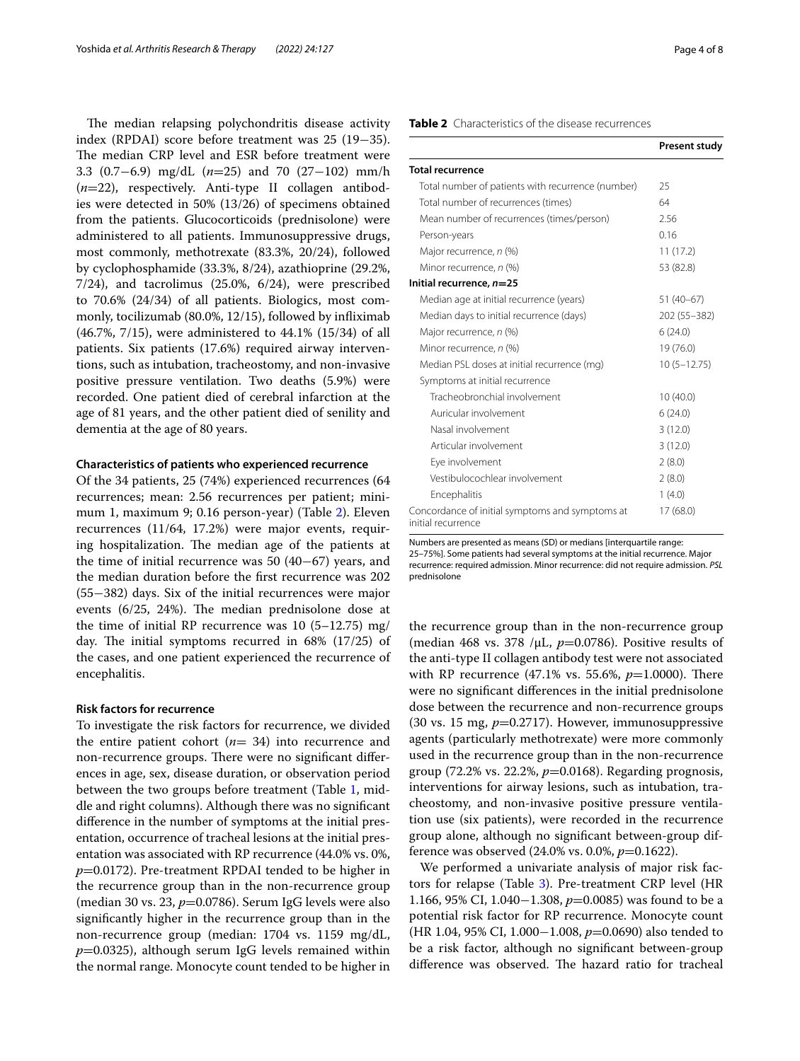The median relapsing polychondritis disease activity index (RPDAI) score before treatment was 25 (19−35). The median CRP level and ESR before treatment were 3.3 (0.7−6.9) mg/dL (*n*=25) and 70 (27−102) mm/h (*n*=22), respectively. Anti-type II collagen antibodies were detected in 50% (13/26) of specimens obtained from the patients. Glucocorticoids (prednisolone) were administered to all patients. Immunosuppressive drugs, most commonly, methotrexate (83.3%, 20/24), followed by cyclophosphamide (33.3%, 8/24), azathioprine (29.2%, 7/24), and tacrolimus (25.0%, 6/24), were prescribed to 70.6% (24/34) of all patients. Biologics, most commonly, tocilizumab (80.0%, 12/15), followed by infliximab (46.7%, 7/15), were administered to 44.1% (15/34) of all patients. Six patients (17.6%) required airway interventions, such as intubation, tracheostomy, and non-invasive positive pressure ventilation. Two deaths (5.9%) were recorded. One patient died of cerebral infarction at the age of 81 years, and the other patient died of senility and dementia at the age of 80 years.

### Characteristics of patients who experienced recurrence

Of the 34 patients, 25 (74%) experienced recurrences (64 recurrences; mean: 2.56 recurrences per patient; minimum 1, maximum 9; 0.16 person-year) (Table 2). Eleven recurrences (11/64, 17.2%) were major events, requiring hospitalization. The median age of the patients at the time of initial recurrence was 50 (40−67) years, and the median duration before the first recurrence was 202 (55−382) days. Six of the initial recurrences were major events (6/25, 24%). The median prednisolone dose at the time of initial RP recurrence was 10 (5–12.75) mg/day. The initial symptoms recurred in 68% (17/25) of the cases, and one patient experienced the recurrence of encephalitis.

**Table 2** Characteristics of the disease recurrences

| | Present study |
|---|---|
| **Total recurrence** | |
| Total number of patients with recurrence (number) | 25 |
| Total number of recurrences (times) | 64 |
| Mean number of recurrences (times/person) | 2.56 |
| Person-years | 0.16 |
| Major recurrence, *n* (%) | 11 (17.2) |
| Minor recurrence, *n* (%) | 53 (82.8) |
| **Initial recurrence, *n*=25** | |
| Median age at initial recurrence (years) | 51 (40–67) |
| Median days to initial recurrence (days) | 202 (55−382) |
| Major recurrence, *n* (%) | 6 (24.0) |
| Minor recurrence, *n* (%) | 19 (76.0) |
| Median PSL doses at initial recurrence (mg) | 10 (5–12.75) |
| Symptoms at initial recurrence | |
| Tracheobronchial involvement | 10 (40.0) |
| Auricular involvement | 6 (24.0) |
| Nasal involvement | 3 (12.0) |
| Articular involvement | 3 (12.0) |
| Eye involvement | 2 (8.0) |
| Vestibulocochlear involvement | 2 (8.0) |
| Encephalitis | 1 (4.0) |
| Concordance of initial symptoms and symptoms at initial recurrence | 17 (68.0) |

Numbers are presented as means (SD) or medians [interquartile range: 25–75%]. Some patients had several symptoms at the initial recurrence. Major recurrence: required admission. Minor recurrence: did not require admission. *PSL* prednisolone

### Risk factors for recurrence

To investigate the risk factors for recurrence, we divided the entire patient cohort (*n*= 34) into recurrence and non-recurrence groups. There were no significant differences in age, sex, disease duration, or observation period between the two groups before treatment (Table 1, middle and right columns). Although there was no significant difference in the number of symptoms at the initial presentation, occurrence of tracheal lesions at the initial presentation was associated with RP recurrence (44.0% vs. 0%, *p*=0.0172). Pre-treatment RPDAI tended to be higher in the recurrence group than in the non-recurrence group (median 30 vs. 23, *p*=0.0786). Serum IgG levels were also significantly higher in the recurrence group than in the non-recurrence group (median: 1704 vs. 1159 mg/dL, *p*=0.0325), although serum IgG levels remained within the normal range. Monocyte count tended to be higher in the recurrence group than in the non-recurrence group (median 468 vs. 378 /μL, *p*=0.0786). Positive results of the anti-type II collagen antibody test were not associated with RP recurrence (47.1% vs. 55.6%, *p*=1.0000). There were no significant differences in the initial prednisolone dose between the recurrence and non-recurrence groups (30 vs. 15 mg, *p*=0.2717). However, immunosuppressive agents (particularly methotrexate) were more commonly used in the recurrence group than in the non-recurrence group (72.2% vs. 22.2%, *p*=0.0168). Regarding prognosis, interventions for airway lesions, such as intubation, tracheostomy, and non-invasive positive pressure ventilation use (six patients), were recorded in the recurrence group alone, although no significant between-group difference was observed (24.0% vs. 0.0%, *p*=0.1622).

We performed a univariate analysis of major risk factors for relapse (Table 3). Pre-treatment CRP level (HR 1.166, 95% CI, 1.040−1.308, *p*=0.0085) was found to be a potential risk factor for RP recurrence. Monocyte count (HR 1.04, 95% CI, 1.000−1.008, *p*=0.0690) also tended to be a risk factor, although no significant between-group difference was observed. The hazard ratio for tracheal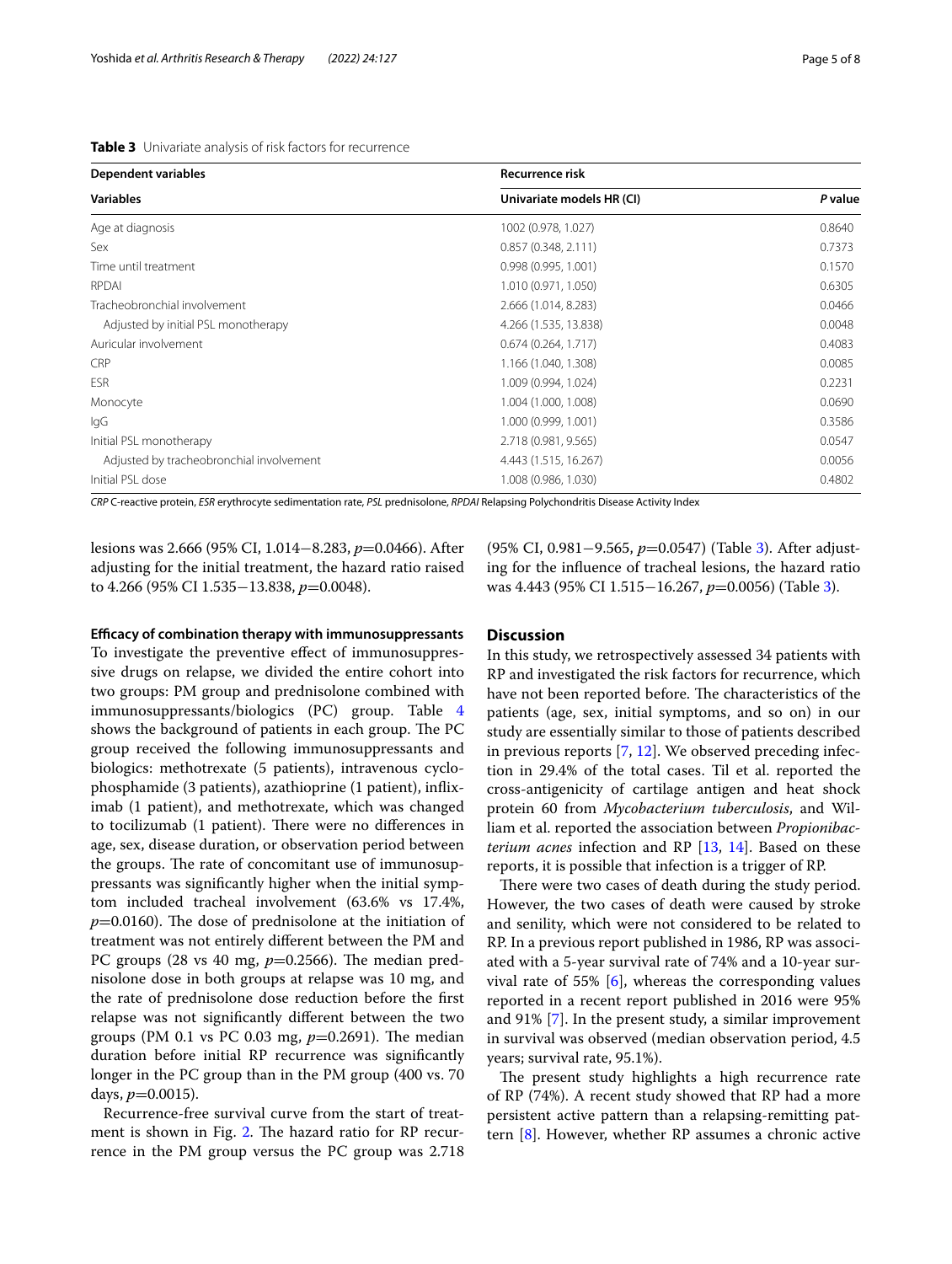**Table 3** Univariate analysis of risk factors for recurrence

| Dependent variables | Recurrence risk | |
|---|---|---|
| **Variables** | **Univariate models HR (CI)** | ***P* value** |
| Age at diagnosis | 1002 (0.978, 1.027) | 0.8640 |
| Sex | 0.857 (0.348, 2.111) | 0.7373 |
| Time until treatment | 0.998 (0.995, 1.001) | 0.1570 |
| RPDAI | 1.010 (0.971, 1.050) | 0.6305 |
| Tracheobronchial involvement | 2.666 (1.014, 8.283) | 0.0466 |
| Adjusted by initial PSL monotherapy | 4.266 (1.535, 13.838) | 0.0048 |
| Auricular involvement | 0.674 (0.264, 1.717) | 0.4083 |
| CRP | 1.166 (1.040, 1.308) | 0.0085 |
| ESR | 1.009 (0.994, 1.024) | 0.2231 |
| Monocyte | 1.004 (1.000, 1.008) | 0.0690 |
| IgG | 1.000 (0.999, 1.001) | 0.3586 |
| Initial PSL monotherapy | 2.718 (0.981, 9.565) | 0.0547 |
| Adjusted by tracheobronchial involvement | 4.443 (1.515, 16.267) | 0.0056 |
| Initial PSL dose | 1.008 (0.986, 1.030) | 0.4802 |

*CRP* C-reactive protein, *ESR* erythrocyte sedimentation rate, *PSL* prednisolone, *RPDAI* Relapsing Polychondritis Disease Activity Index

lesions was 2.666 (95% CI, 1.014−8.283, $p$=0.0466). After adjusting for the initial treatment, the hazard ratio raised to 4.266 (95% CI 1.535−13.838, $p$=0.0048).

**Efficacy of combination therapy with immunosuppressants**

To investigate the preventive effect of immunosuppressive drugs on relapse, we divided the entire cohort into two groups: PM group and prednisolone combined with immunosuppressants/biologics (PC) group. Table 4 shows the background of patients in each group. The PC group received the following immunosuppressants and biologics: methotrexate (5 patients), intravenous cyclophosphamide (3 patients), azathioprine (1 patient), infliximab (1 patient), and methotrexate, which was changed to tocilizumab (1 patient). There were no differences in age, sex, disease duration, or observation period between the groups. The rate of concomitant use of immunosuppressants was significantly higher when the initial symptom included tracheal involvement (63.6% vs 17.4%, $p$=0.0160). The dose of prednisolone at the initiation of treatment was not entirely different between the PM and PC groups (28 vs 40 mg, $p$=0.2566). The median prednisolone dose in both groups at relapse was 10 mg, and the rate of prednisolone dose reduction before the first relapse was not significantly different between the two groups (PM 0.1 vs PC 0.03 mg, $p$=0.2691). The median duration before initial RP recurrence was significantly longer in the PC group than in the PM group (400 vs. 70 days, $p$=0.0015).

Recurrence-free survival curve from the start of treatment is shown in Fig. 2. The hazard ratio for RP recurrence in the PM group versus the PC group was 2.718 (95% CI, 0.981−9.565, $p$=0.0547) (Table 3). After adjusting for the influence of tracheal lesions, the hazard ratio was 4.443 (95% CI 1.515−16.267, $p$=0.0056) (Table 3).

## Discussion

In this study, we retrospectively assessed 34 patients with RP and investigated the risk factors for recurrence, which have not been reported before. The characteristics of the patients (age, sex, initial symptoms, and so on) in our study are essentially similar to those of patients described in previous reports [7, 12]. We observed preceding infection in 29.4% of the total cases. Til et al. reported the cross-antigenicity of cartilage antigen and heat shock protein 60 from *Mycobacterium tuberculosis*, and William et al. reported the association between *Propionibacterium acnes* infection and RP [13, 14]. Based on these reports, it is possible that infection is a trigger of RP.

There were two cases of death during the study period. However, the two cases of death were caused by stroke and senility, which were not considered to be related to RP. In a previous report published in 1986, RP was associated with a 5-year survival rate of 74% and a 10-year survival rate of 55% [6], whereas the corresponding values reported in a recent report published in 2016 were 95% and 91% [7]. In the present study, a similar improvement in survival was observed (median observation period, 4.5 years; survival rate, 95.1%).

The present study highlights a high recurrence rate of RP (74%). A recent study showed that RP had a more persistent active pattern than a relapsing-remitting pattern [8]. However, whether RP assumes a chronic active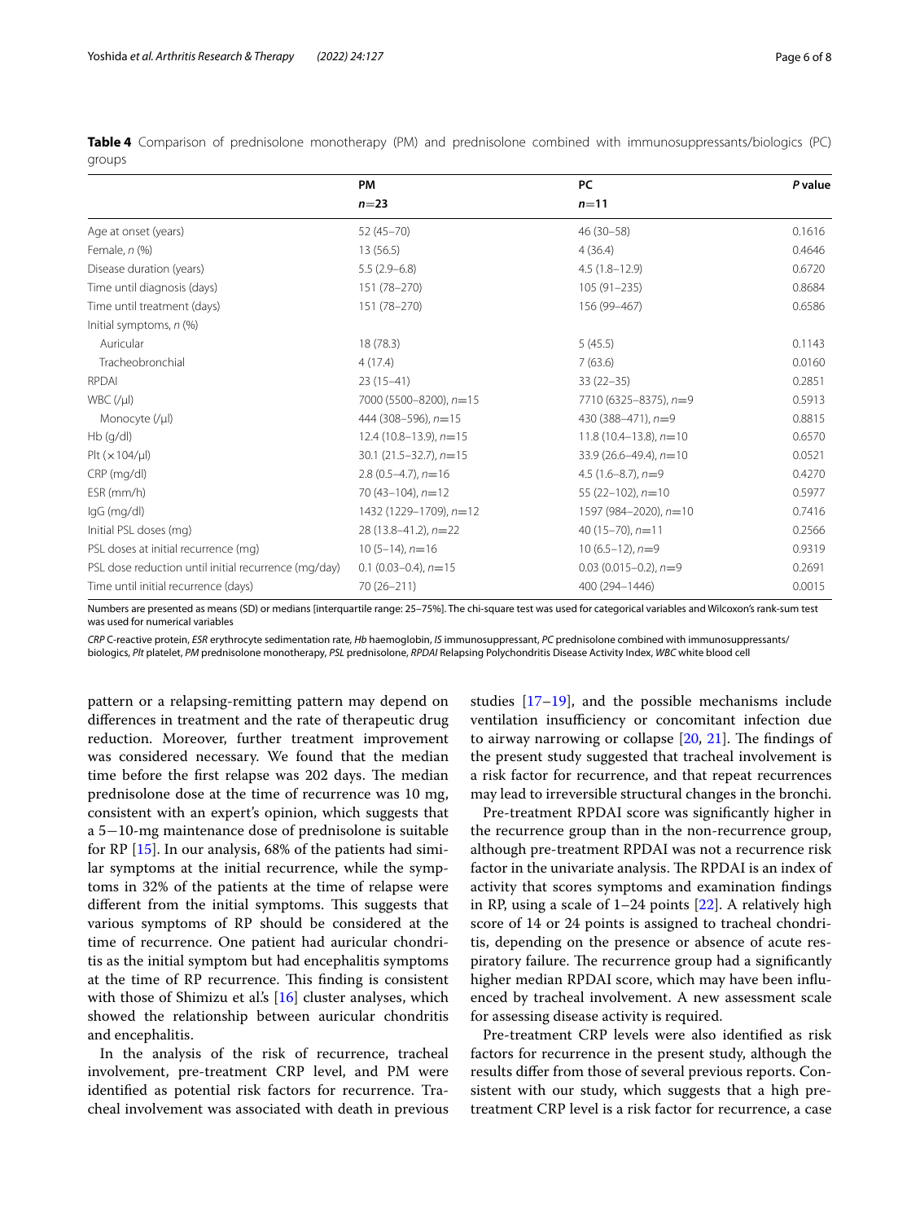**Table 4** Comparison of prednisolone monotherapy (PM) and prednisolone combined with immunosuppressants/biologics (PC) groups

| | PM | PC | *P* value |
|---|---|---|---|
| | *n*=23 | *n*=11 | |
| Age at onset (years) | 52 (45–70) | 46 (30–58) | 0.1616 |
| Female, *n* (%) | 13 (56.5) | 4 (36.4) | 0.4646 |
| Disease duration (years) | 5.5 (2.9–6.8) | 4.5 (1.8–12.9) | 0.6720 |
| Time until diagnosis (days) | 151 (78–270) | 105 (91–235) | 0.8684 |
| Time until treatment (days) | 151 (78–270) | 156 (99–467) | 0.6586 |
| Initial symptoms, *n* (%) | | | |
| Auricular | 18 (78.3) | 5 (45.5) | 0.1143 |
| Tracheobronchial | 4 (17.4) | 7 (63.6) | 0.0160 |
| RPDAI | 23 (15–41) | 33 (22–35) | 0.2851 |
| WBC (/μl) | 7000 (5500–8200), *n*=15 | 7710 (6325–8375), *n*=9 | 0.5913 |
| Monocyte (/μl) | 444 (308–596), *n*=15 | 430 (388–471), *n*=9 | 0.8815 |
| Hb (g/dl) | 12.4 (10.8–13.9), *n*=15 | 11.8 (10.4–13.8), *n*=10 | 0.6570 |
| Plt (×104/μl) | 30.1 (21.5–32.7), *n*=15 | 33.9 (26.6–49.4), *n*=10 | 0.0521 |
| CRP (mg/dl) | 2.8 (0.5–4.7), *n*=16 | 4.5 (1.6–8.7), *n*=9 | 0.4270 |
| ESR (mm/h) | 70 (43–104), *n*=12 | 55 (22–102), *n*=10 | 0.5977 |
| IgG (mg/dl) | 1432 (1229–1709), *n*=12 | 1597 (984–2020), *n*=10 | 0.7416 |
| Initial PSL doses (mg) | 28 (13.8–41.2), *n*=22 | 40 (15–70), *n*=11 | 0.2566 |
| PSL doses at initial recurrence (mg) | 10 (5–14), *n*=16 | 10 (6.5–12), *n*=9 | 0.9319 |
| PSL dose reduction until initial recurrence (mg/day) | 0.1 (0.03–0.4), *n*=15 | 0.03 (0.015–0.2), *n*=9 | 0.2691 |
| Time until initial recurrence (days) | 70 (26–211) | 400 (294–1446) | 0.0015 |

Numbers are presented as means (SD) or medians [interquartile range: 25–75%]. The chi-square test was used for categorical variables and Wilcoxon's rank-sum test was used for numerical variables

*CRP* C-reactive protein, *ESR* erythrocyte sedimentation rate, *Hb* haemoglobin, *IS* immunosuppressant, *PC* prednisolone combined with immunosuppressants/biologics, *Plt* platelet, *PM* prednisolone monotherapy, *PSL* prednisolone, *RPDAI* Relapsing Polychondritis Disease Activity Index, *WBC* white blood cell

pattern or a relapsing-remitting pattern may depend on differences in treatment and the rate of therapeutic drug reduction. Moreover, further treatment improvement was considered necessary. We found that the median time before the first relapse was 202 days. The median prednisolone dose at the time of recurrence was 10 mg, consistent with an expert's opinion, which suggests that a 5−10-mg maintenance dose of prednisolone is suitable for RP [15]. In our analysis, 68% of the patients had similar symptoms at the initial recurrence, while the symptoms in 32% of the patients at the time of relapse were different from the initial symptoms. This suggests that various symptoms of RP should be considered at the time of recurrence. One patient had auricular chondritis as the initial symptom but had encephalitis symptoms at the time of RP recurrence. This finding is consistent with those of Shimizu et al.'s [16] cluster analyses, which showed the relationship between auricular chondritis and encephalitis.

In the analysis of the risk of recurrence, tracheal involvement, pre-treatment CRP level, and PM were identified as potential risk factors for recurrence. Tracheal involvement was associated with death in previous studies [17–19], and the possible mechanisms include ventilation insufficiency or concomitant infection due to airway narrowing or collapse [20, 21]. The findings of the present study suggested that tracheal involvement is a risk factor for recurrence, and that repeat recurrences may lead to irreversible structural changes in the bronchi.

Pre-treatment RPDAI score was significantly higher in the recurrence group than in the non-recurrence group, although pre-treatment RPDAI was not a recurrence risk factor in the univariate analysis. The RPDAI is an index of activity that scores symptoms and examination findings in RP, using a scale of 1–24 points [22]. A relatively high score of 14 or 24 points is assigned to tracheal chondritis, depending on the presence or absence of acute respiratory failure. The recurrence group had a significantly higher median RPDAI score, which may have been influenced by tracheal involvement. A new assessment scale for assessing disease activity is required.

Pre-treatment CRP levels were also identified as risk factors for recurrence in the present study, although the results differ from those of several previous reports. Consistent with our study, which suggests that a high pre-treatment CRP level is a risk factor for recurrence, a case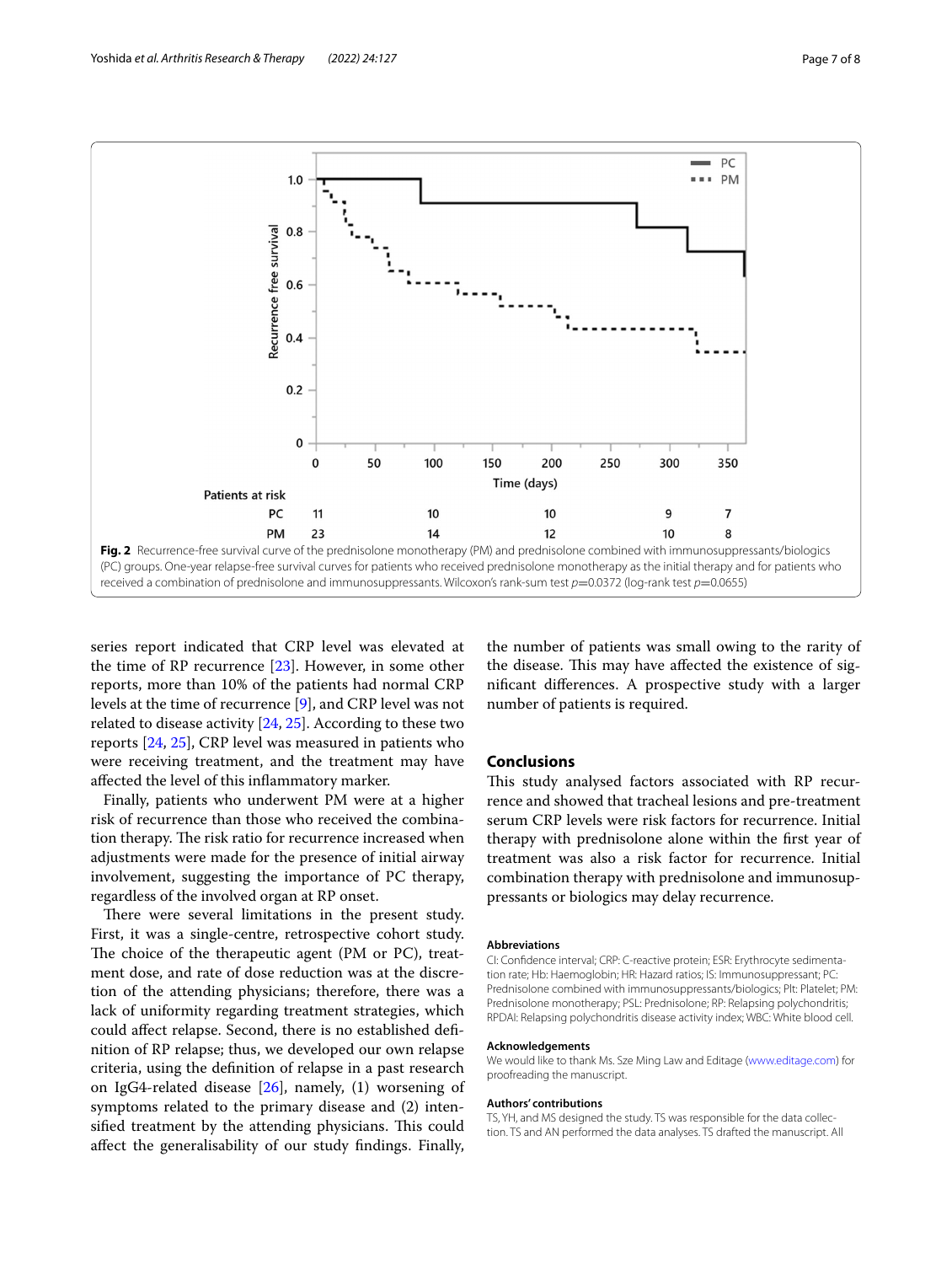Fig. 2 Recurrence-free survival curve of the prednisolone monotherapy (PM) and prednisolone combined with immunosuppressants/biologics (PC) groups. One-year relapse-free survival curves for patients who received prednisolone monotherapy as the initial therapy and for patients who received a combination of prednisolone and immunosuppressants. Wilcoxon's rank-sum test $p=0.0372$ (log-rank test $p=0.0655$)

series report indicated that CRP level was elevated at the time of RP recurrence [23]. However, in some other reports, more than 10% of the patients had normal CRP levels at the time of recurrence [9], and CRP level was not related to disease activity [24, 25]. According to these two reports [24, 25], CRP level was measured in patients who were receiving treatment, and the treatment may have affected the level of this inflammatory marker.

Finally, patients who underwent PM were at a higher risk of recurrence than those who received the combination therapy. The risk ratio for recurrence increased when adjustments were made for the presence of initial airway involvement, suggesting the importance of PC therapy, regardless of the involved organ at RP onset.

There were several limitations in the present study. First, it was a single-centre, retrospective cohort study. The choice of the therapeutic agent (PM or PC), treatment dose, and rate of dose reduction was at the discretion of the attending physicians; therefore, there was a lack of uniformity regarding treatment strategies, which could affect relapse. Second, there is no established definition of RP relapse; thus, we developed our own relapse criteria, using the definition of relapse in a past research on IgG4-related disease [26], namely, (1) worsening of symptoms related to the primary disease and (2) intensified treatment by the attending physicians. This could affect the generalisability of our study findings. Finally, the number of patients was small owing to the rarity of the disease. This may have affected the existence of significant differences. A prospective study with a larger number of patients is required.

## Conclusions

This study analysed factors associated with RP recurrence and showed that tracheal lesions and pre-treatment serum CRP levels were risk factors for recurrence. Initial therapy with prednisolone alone within the first year of treatment was also a risk factor for recurrence. Initial combination therapy with prednisolone and immunosuppressants or biologics may delay recurrence.

### Abbreviations

CI: Confidence interval; CRP: C-reactive protein; ESR: Erythrocyte sedimentation rate; Hb: Haemoglobin; HR: Hazard ratios; IS: Immunosuppressant; PC: Prednisolone combined with immunosuppressants/biologics; Plt: Platelet; PM: Prednisolone monotherapy; PSL: Prednisolone; RP: Relapsing polychondritis; RPDAI: Relapsing polychondritis disease activity index; WBC: White blood cell.

### Acknowledgements

We would like to thank Ms. Sze Ming Law and Editage (www.editage.com) for proofreading the manuscript.

### Authors' contributions

TS, YH, and MS designed the study. TS was responsible for the data collection. TS and AN performed the data analyses. TS drafted the manuscript. All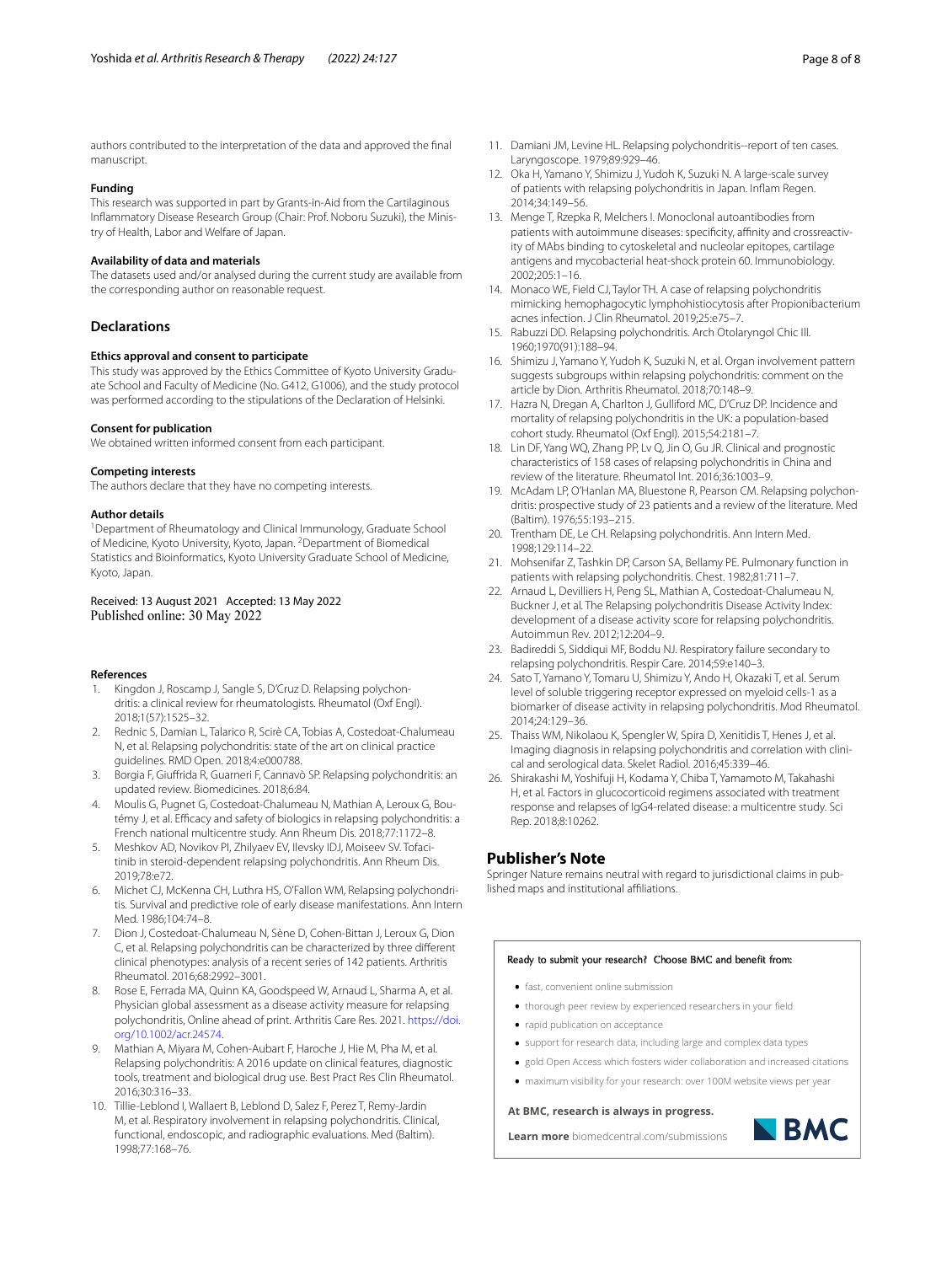authors contributed to the interpretation of the data and approved the final manuscript.

### Funding

This research was supported in part by Grants-in-Aid from the Cartilaginous Inflammatory Disease Research Group (Chair: Prof. Noboru Suzuki), the Ministry of Health, Labor and Welfare of Japan.

### Availability of data and materials

The datasets used and/or analysed during the current study are available from the corresponding author on reasonable request.

## Declarations

### Ethics approval and consent to participate

This study was approved by the Ethics Committee of Kyoto University Graduate School and Faculty of Medicine (No. G412, G1006), and the study protocol was performed according to the stipulations of the Declaration of Helsinki.

### Consent for publication

We obtained written informed consent from each participant.

### Competing interests

The authors declare that they have no competing interests.

### Author details

[1]Department of Rheumatology and Clinical Immunology, Graduate School of Medicine, Kyoto University, Kyoto, Japan. [2]Department of Biomedical Statistics and Bioinformatics, Kyoto University Graduate School of Medicine, Kyoto, Japan.

Received: 13 August 2021 Accepted: 13 May 2022
Published online: 30 May 2022

### References

1. Kingdon J, Roscamp J, Sangle S, D'Cruz D. Relapsing polychondritis: a clinical review for rheumatologists. Rheumatol (Oxf Engl). 2018;1(57):1525–32.
2. Rednic S, Damian L, Talarico R, Scirè CA, Tobias A, Costedoat-Chalumeau N, et al. Relapsing polychondritis: state of the art on clinical practice guidelines. RMD Open. 2018;4:e000788.
3. Borgia F, Giuffrida R, Guarneri F, Cannavò SP. Relapsing polychondritis: an updated review. Biomedicines. 2018;6:84.
4. Moulis G, Pugnet G, Costedoat-Chalumeau N, Mathian A, Leroux G, Boutémy J, et al. Efficacy and safety of biologics in relapsing polychondritis: a French national multicentre study. Ann Rheum Dis. 2018;77:1172–8.
5. Meshkov AD, Novikov PI, Zhilyaev EV, Ilevsky IDJ, Moiseev SV. Tofacitinib in steroid-dependent relapsing polychondritis. Ann Rheum Dis. 2019;78:e72.
6. Michet CJ, McKenna CH, Luthra HS, O'Fallon WM, Relapsing polychondritis. Survival and predictive role of early disease manifestations. Ann Intern Med. 1986;104:74–8.
7. Dion J, Costedoat-Chalumeau N, Sène D, Cohen-Bittan J, Leroux G, Dion C, et al. Relapsing polychondritis can be characterized by three different clinical phenotypes: analysis of a recent series of 142 patients. Arthritis Rheumatol. 2016;68:2992–3001.
8. Rose E, Ferrada MA, Quinn KA, Goodspeed W, Arnaud L, Sharma A, et al. Physician global assessment as a disease activity measure for relapsing polychondritis, Online ahead of print. Arthritis Care Res. 2021. https://doi.org/10.1002/acr.24574.
9. Mathian A, Miyara M, Cohen-Aubart F, Haroche J, Hie M, Pha M, et al. Relapsing polychondritis: A 2016 update on clinical features, diagnostic tools, treatment and biological drug use. Best Pract Res Clin Rheumatol. 2016;30:316–33.
10. Tillie-Leblond I, Wallaert B, Leblond D, Salez F, Perez T, Remy-Jardin M, et al. Respiratory involvement in relapsing polychondritis. Clinical, functional, endoscopic, and radiographic evaluations. Med (Baltim). 1998;77:168–76.
11. Damiani JM, Levine HL. Relapsing polychondritis--report of ten cases. Laryngoscope. 1979;89:929–46.
12. Oka H, Yamano Y, Shimizu J, Yudoh K, Suzuki N. A large-scale survey of patients with relapsing polychondritis in Japan. Inflam Regen. 2014;34:149–56.
13. Menge T, Rzepka R, Melchers I. Monoclonal autoantibodies from patients with autoimmune diseases: specificity, affinity and crossreactivity of MAbs binding to cytoskeletal and nucleolar epitopes, cartilage antigens and mycobacterial heat-shock protein 60. Immunobiology. 2002;205:1–16.
14. Monaco WE, Field CJ, Taylor TH. A case of relapsing polychondritis mimicking hemophagocytic lymphohistiocytosis after Propionibacterium acnes infection. J Clin Rheumatol. 2019;25:e75–7.
15. Rabuzzi DD. Relapsing polychondritis. Arch Otolaryngol Chic Ill. 1960;1970(91):188–94.
16. Shimizu J, Yamano Y, Yudoh K, Suzuki N, et al. Organ involvement pattern suggests subgroups within relapsing polychondritis: comment on the article by Dion. Arthritis Rheumatol. 2018;70:148–9.
17. Hazra N, Dregan A, Charlton J, Gulliford MC, D'Cruz DP. Incidence and mortality of relapsing polychondritis in the UK: a population-based cohort study. Rheumatol (Oxf Engl). 2015;54:2181–7.
18. Lin DF, Yang WQ, Zhang PP, Lv Q, Jin O, Gu JR. Clinical and prognostic characteristics of 158 cases of relapsing polychondritis in China and review of the literature. Rheumatol Int. 2016;36:1003–9.
19. McAdam LP, O'Hanlan MA, Bluestone R, Pearson CM. Relapsing polychondritis: prospective study of 23 patients and a review of the literature. Med (Baltim). 1976;55:193–215.
20. Trentham DE, Le CH. Relapsing polychondritis. Ann Intern Med. 1998;129:114–22.
21. Mohsenifar Z, Tashkin DP, Carson SA, Bellamy PE. Pulmonary function in patients with relapsing polychondritis. Chest. 1982;81:711–7.
22. Arnaud L, Devilliers H, Peng SL, Mathian A, Costedoat-Chalumeau N, Buckner J, et al. The Relapsing polychondritis Disease Activity Index: development of a disease activity score for relapsing polychondritis. Autoimmun Rev. 2012;12:204–9.
23. Badireddi S, Siddiqui MF, Boddu NJ. Respiratory failure secondary to relapsing polychondritis. Respir Care. 2014;59:e140–3.
24. Sato T, Yamano Y, Tomaru U, Shimizu Y, Ando H, Okazaki T, et al. Serum level of soluble triggering receptor expressed on myeloid cells-1 as a biomarker of disease activity in relapsing polychondritis. Mod Rheumatol. 2014;24:129–36.
25. Thaiss WM, Nikolaou K, Spengler W, Spira D, Xenitidis T, Henes J, et al. Imaging diagnosis in relapsing polychondritis and correlation with clinical and serological data. Skelet Radiol. 2016;45:339–46.
26. Shirakashi M, Yoshifuji H, Kodama Y, Chiba T, Yamamoto M, Takahashi H, et al. Factors in glucocorticoid regimens associated with treatment response and relapses of IgG4-related disease: a multicentre study. Sci Rep. 2018;8:10262.

## Publisher's Note

Springer Nature remains neutral with regard to jurisdictional claims in published maps and institutional affiliations.

Ready to submit your research? Choose BMC and benefit from:

- fast, convenient online submission
- thorough peer review by experienced researchers in your field
- rapid publication on acceptance
- support for research data, including large and complex data types
- gold Open Access which fosters wider collaboration and increased citations
- maximum visibility for your research: over 100M website views per year

**At BMC, research is always in progress.**

**Learn more** biomedcentral.com/submissions

BMC